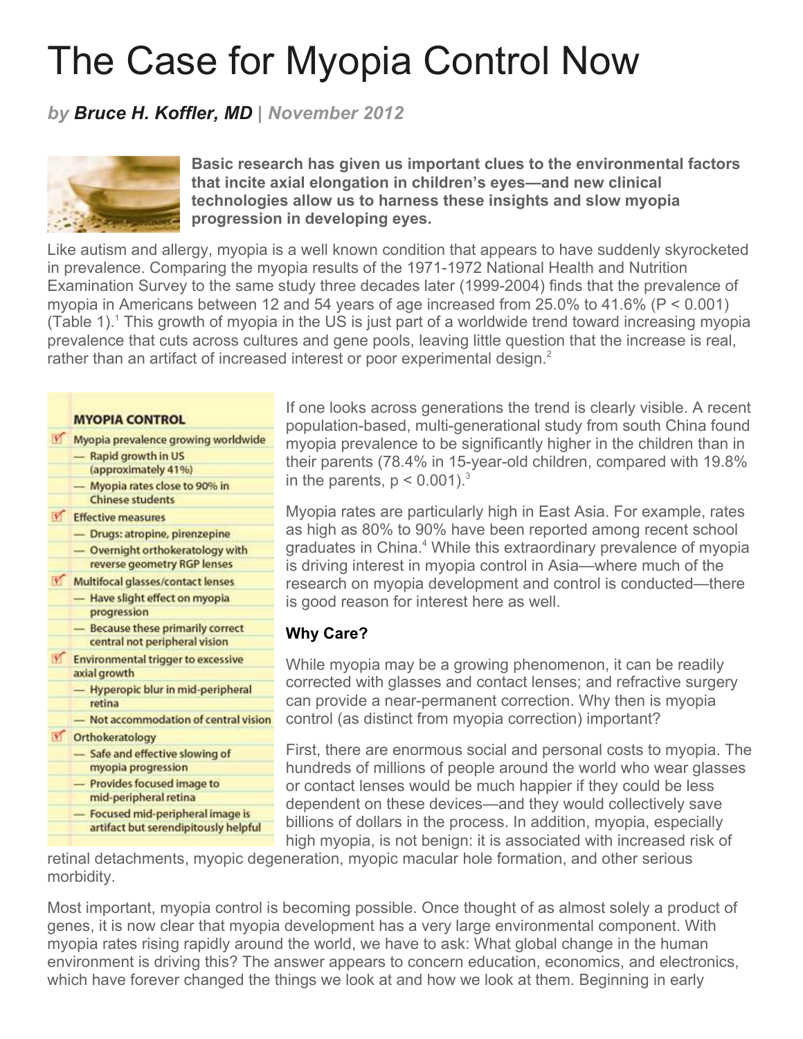# The Case for Myopia Control Now

***by* Bruce H. Koffler, MD | *November 2012***

**Basic research has given us important clues to the environmental factors that incite axial elongation in children's eyes—and new clinical technologies allow us to harness these insights and slow myopia progression in developing eyes.**

Like autism and allergy, myopia is a well known condition that appears to have suddenly skyrocketed in prevalence. Comparing the myopia results of the 1971-1972 National Health and Nutrition Examination Survey to the same study three decades later (1999-2004) finds that the prevalence of myopia in Americans between 12 and 54 years of age increased from 25.0% to 41.6% ($P < 0.001$) (Table 1).[1] This growth of myopia in the US is just part of a worldwide trend toward increasing myopia prevalence that cuts across cultures and gene pools, leaving little question that the increase is real, rather than an artifact of increased interest or poor experimental design.[2]

**MYOPIA CONTROL**

- Myopia prevalence growing worldwide
  - Rapid growth in US (approximately 41%)
  - Myopia rates close to 90% in Chinese students
- Effective measures
  - Drugs: atropine, pirenzepine
  - Overnight orthokeratology with reverse geometry RGP lenses
- Multifocal glasses/contact lenses
  - Have slight effect on myopia progression
  - Because these primarily correct central not peripheral vision
- Environmental trigger to excessive axial growth
  - Hyperopic blur in mid-peripheral retina
  - Not accommodation of central vision
- Orthokeratology
  - Safe and effective slowing of myopia progression
  - Provides focused image to mid-peripheral retina
  - Focused mid-peripheral image is artifact but serendipitously helpful

If one looks across generations the trend is clearly visible. A recent population-based, multi-generational study from south China found myopia prevalence to be significantly higher in the children than in their parents (78.4% in 15-year-old children, compared with 19.8% in the parents, $p < 0.001$).[3]

Myopia rates are particularly high in East Asia. For example, rates as high as 80% to 90% have been reported among recent school graduates in China.[4] While this extraordinary prevalence of myopia is driving interest in myopia control in Asia—where much of the research on myopia development and control is conducted—there is good reason for interest here as well.

### Why Care?

While myopia may be a growing phenomenon, it can be readily corrected with glasses and contact lenses; and refractive surgery can provide a near-permanent correction. Why then is myopia control (as distinct from myopia correction) important?

First, there are enormous social and personal costs to myopia. The hundreds of millions of people around the world who wear glasses or contact lenses would be much happier if they could be less dependent on these devices—and they would collectively save billions of dollars in the process. In addition, myopia, especially high myopia, is not benign: it is associated with increased risk of retinal detachments, myopic degeneration, myopic macular hole formation, and other serious morbidity.

Most important, myopia control is becoming possible. Once thought of as almost solely a product of genes, it is now clear that myopia development has a very large environmental component. With myopia rates rising rapidly around the world, we have to ask: What global change in the human environment is driving this? The answer appears to concern education, economics, and electronics, which have forever changed the things we look at and how we look at them. Beginning in early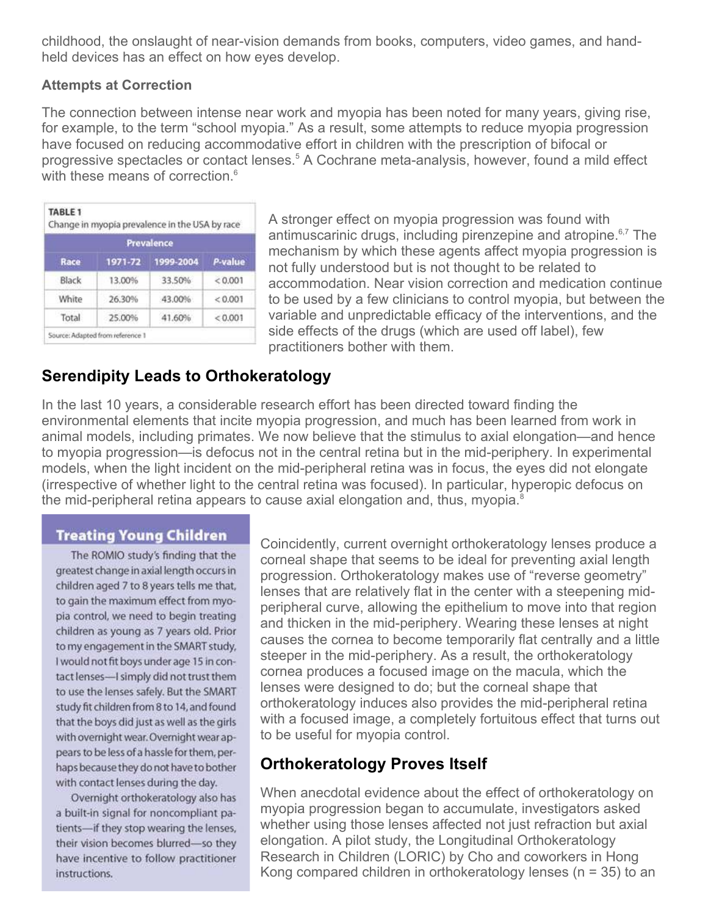childhood, the onslaught of near-vision demands from books, computers, video games, and hand-held devices has an effect on how eyes develop.

**Attempts at Correction**

The connection between intense near work and myopia has been noted for many years, giving rise, for example, to the term "school myopia." As a result, some attempts to reduce myopia progression have focused on reducing accommodative effort in children with the prescription of bifocal or progressive spectacles or contact lenses.[5] A Cochrane meta-analysis, however, found a mild effect with these means of correction.[6]

**TABLE 1**
Change in myopia prevalence in the USA by race

| Race | Prevalence 1971-72 | Prevalence 1999-2004 | *P*-value |
|---|---|---|---|
| Black | 13.00% | 33.50% | < 0.001 |
| White | 26.30% | 43.00% | < 0.001 |
| Total | 25.00% | 41.60% | < 0.001 |

Source: Adapted from reference 1

A stronger effect on myopia progression was found with antimuscarinic drugs, including pirenzepine and atropine.[6,7] The mechanism by which these agents affect myopia progression is not fully understood but is not thought to be related to accommodation. Near vision correction and medication continue to be used by a few clinicians to control myopia, but between the variable and unpredictable efficacy of the interventions, and the side effects of the drugs (which are used off label), few practitioners bother with them.

## Serendipity Leads to Orthokeratology

In the last 10 years, a considerable research effort has been directed toward finding the environmental elements that incite myopia progression, and much has been learned from work in animal models, including primates. We now believe that the stimulus to axial elongation—and hence to myopia progression—is defocus not in the central retina but in the mid-periphery. In experimental models, when the light incident on the mid-peripheral retina was in focus, the eyes did not elongate (irrespective of whether light to the central retina was focused). In particular, hyperopic defocus on the mid-peripheral retina appears to cause axial elongation and, thus, myopia.[8]

> **Treating Young Children**
>
> The ROMIO study's finding that the greatest change in axial length occurs in children aged 7 to 8 years tells me that, to gain the maximum effect from myopia control, we need to begin treating children as young as 7 years old. Prior to my engagement in the SMART study, I would not fit boys under age 15 in contact lenses—I simply did not trust them to use the lenses safely. But the SMART study fit children from 8 to 14, and found that the boys did just as well as the girls with overnight wear. Overnight wear appears to be less of a hassle for them, perhaps because they do not have to bother with contact lenses during the day.
>
> Overnight orthokeratology also has a built-in signal for noncompliant patients—if they stop wearing the lenses, their vision becomes blurred—so they have incentive to follow practitioner instructions.

Coincidently, current overnight orthokeratology lenses produce a corneal shape that seems to be ideal for preventing axial length progression. Orthokeratology makes use of "reverse geometry" lenses that are relatively flat in the center with a steepening mid-peripheral curve, allowing the epithelium to move into that region and thicken in the mid-periphery. Wearing these lenses at night causes the cornea to become temporarily flat centrally and a little steeper in the mid-periphery. As a result, the orthokeratology cornea produces a focused image on the macula, which the lenses were designed to do; but the corneal shape that orthokeratology induces also provides the mid-peripheral retina with a focused image, a completely fortuitous effect that turns out to be useful for myopia control.

## Orthokeratology Proves Itself

When anecdotal evidence about the effect of orthokeratology on myopia progression began to accumulate, investigators asked whether using those lenses affected not just refraction but axial elongation. A pilot study, the Longitudinal Orthokeratology Research in Children (LORIC) by Cho and coworkers in Hong Kong compared children in orthokeratology lenses (n = 35) to an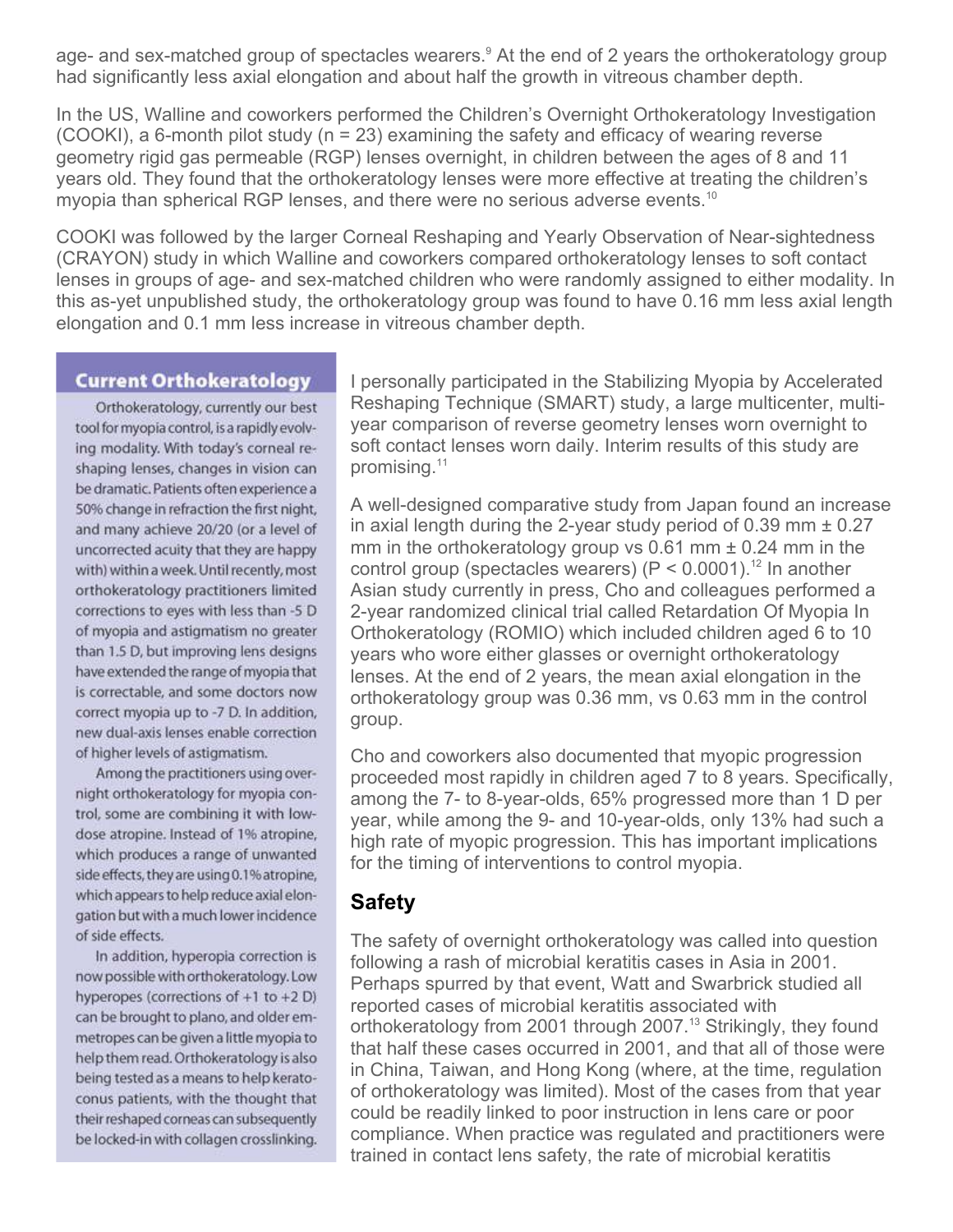age- and sex-matched group of spectacles wearers.[9] At the end of 2 years the orthokeratology group had significantly less axial elongation and about half the growth in vitreous chamber depth.

In the US, Walline and coworkers performed the Children's Overnight Orthokeratology Investigation (COOKI), a 6-month pilot study (n = 23) examining the safety and efficacy of wearing reverse geometry rigid gas permeable (RGP) lenses overnight, in children between the ages of 8 and 11 years old. They found that the orthokeratology lenses were more effective at treating the children's myopia than spherical RGP lenses, and there were no serious adverse events.[10]

COOKI was followed by the larger Corneal Reshaping and Yearly Observation of Near-sightedness (CRAYON) study in which Walline and coworkers compared orthokeratology lenses to soft contact lenses in groups of age- and sex-matched children who were randomly assigned to either modality. In this as-yet unpublished study, the orthokeratology group was found to have 0.16 mm less axial length elongation and 0.1 mm less increase in vitreous chamber depth.

I personally participated in the Stabilizing Myopia by Accelerated Reshaping Technique (SMART) study, a large multicenter, multi-year comparison of reverse geometry lenses worn overnight to soft contact lenses worn daily. Interim results of this study are promising.[11]

A well-designed comparative study from Japan found an increase in axial length during the 2-year study period of 0.39 mm ± 0.27 mm in the orthokeratology group vs 0.61 mm ± 0.24 mm in the control group (spectacles wearers) ($P < 0.0001$).[12] In another Asian study currently in press, Cho and colleagues performed a 2-year randomized clinical trial called Retardation Of Myopia In Orthokeratology (ROMIO) which included children aged 6 to 10 years who wore either glasses or overnight orthokeratology lenses. At the end of 2 years, the mean axial elongation in the orthokeratology group was 0.36 mm, vs 0.63 mm in the control group.

Cho and coworkers also documented that myopic progression proceeded most rapidly in children aged 7 to 8 years. Specifically, among the 7- to 8-year-olds, 65% progressed more than 1 D per year, while among the 9- and 10-year-olds, only 13% had such a high rate of myopic progression. This has important implications for the timing of interventions to control myopia.

## Safety

The safety of overnight orthokeratology was called into question following a rash of microbial keratitis cases in Asia in 2001. Perhaps spurred by that event, Watt and Swarbrick studied all reported cases of microbial keratitis associated with orthokeratology from 2001 through 2007.[13] Strikingly, they found that half these cases occurred in 2001, and that all of those were in China, Taiwan, and Hong Kong (where, at the time, regulation of orthokeratology was limited). Most of the cases from that year could be readily linked to poor instruction in lens care or poor compliance. When practice was regulated and practitioners were trained in contact lens safety, the rate of microbial keratitis

### Current Orthokeratology

Orthokeratology, currently our best tool for myopia control, is a rapidly evolving modality. With today's corneal reshaping lenses, changes in vision can be dramatic. Patients often experience a 50% change in refraction the first night, and many achieve 20/20 (or a level of uncorrected acuity that they are happy with) within a week. Until recently, most orthokeratology practitioners limited corrections to eyes with less than -5 D of myopia and astigmatism no greater than 1.5 D, but improving lens designs have extended the range of myopia that is correctable, and some doctors now correct myopia up to -7 D. In addition, new dual-axis lenses enable correction of higher levels of astigmatism.

Among the practitioners using overnight orthokeratology for myopia control, some are combining it with low-dose atropine. Instead of 1% atropine, which produces a range of unwanted side effects, they are using 0.1% atropine, which appears to help reduce axial elongation but with a much lower incidence of side effects.

In addition, hyperopia correction is now possible with orthokeratology. Low hyperopes (corrections of +1 to +2 D) can be brought to plano, and older emmetropes can be given a little myopia to help them read. Orthokeratology is also being tested as a means to help keratoconus patients, with the thought that their reshaped corneas can subsequently be locked-in with collagen crosslinking.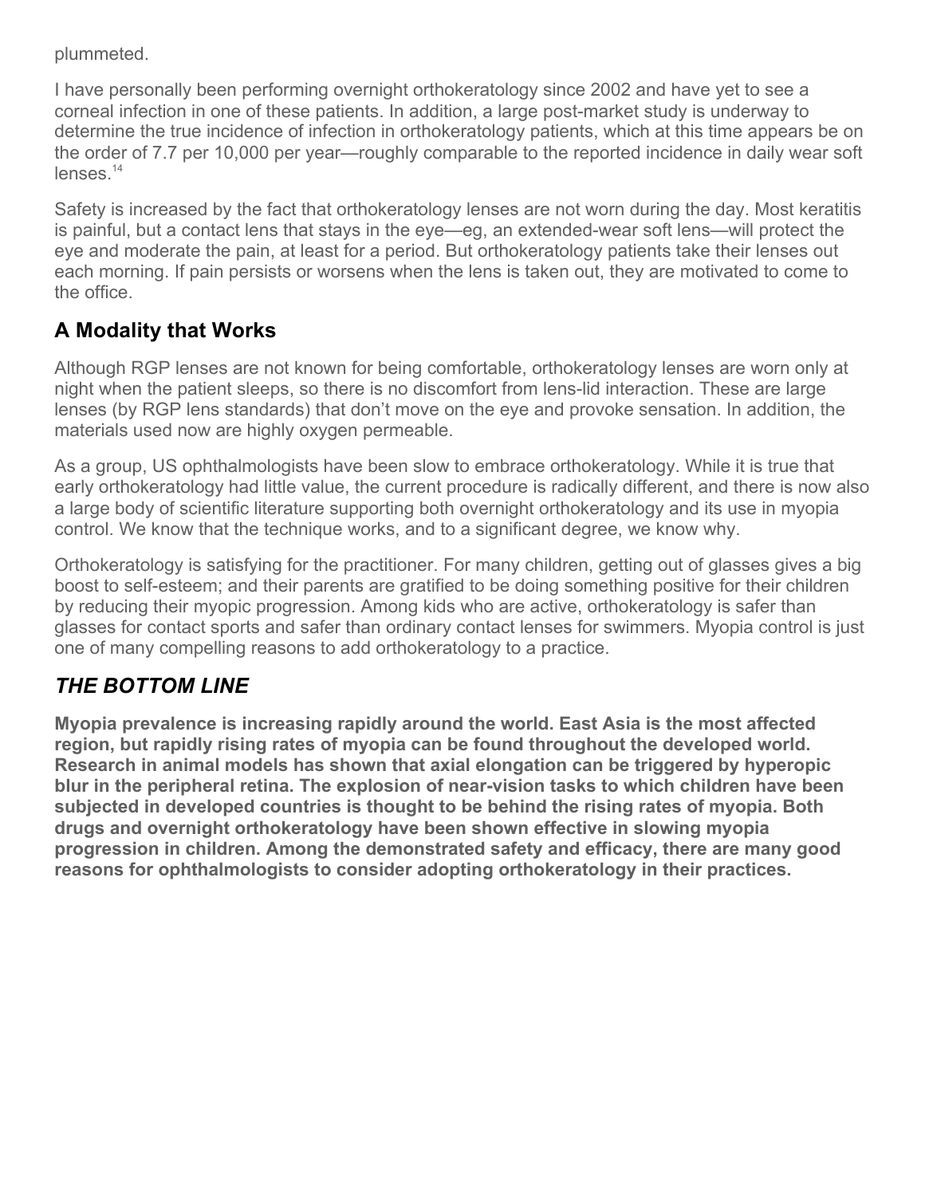plummeted.

I have personally been performing overnight orthokeratology since 2002 and have yet to see a corneal infection in one of these patients. In addition, a large post-market study is underway to determine the true incidence of infection in orthokeratology patients, which at this time appears be on the order of 7.7 per 10,000 per year—roughly comparable to the reported incidence in daily wear soft lenses.[14]

Safety is increased by the fact that orthokeratology lenses are not worn during the day. Most keratitis is painful, but a contact lens that stays in the eye—eg, an extended-wear soft lens—will protect the eye and moderate the pain, at least for a period. But orthokeratology patients take their lenses out each morning. If pain persists or worsens when the lens is taken out, they are motivated to come to the office.

## A Modality that Works

Although RGP lenses are not known for being comfortable, orthokeratology lenses are worn only at night when the patient sleeps, so there is no discomfort from lens-lid interaction. These are large lenses (by RGP lens standards) that don't move on the eye and provoke sensation. In addition, the materials used now are highly oxygen permeable.

As a group, US ophthalmologists have been slow to embrace orthokeratology. While it is true that early orthokeratology had little value, the current procedure is radically different, and there is now also a large body of scientific literature supporting both overnight orthokeratology and its use in myopia control. We know that the technique works, and to a significant degree, we know why.

Orthokeratology is satisfying for the practitioner. For many children, getting out of glasses gives a big boost to self-esteem; and their parents are gratified to be doing something positive for their children by reducing their myopic progression. Among kids who are active, orthokeratology is safer than glasses for contact sports and safer than ordinary contact lenses for swimmers. Myopia control is just one of many compelling reasons to add orthokeratology to a practice.

## *THE BOTTOM LINE*

**Myopia prevalence is increasing rapidly around the world. East Asia is the most affected region, but rapidly rising rates of myopia can be found throughout the developed world. Research in animal models has shown that axial elongation can be triggered by hyperopic blur in the peripheral retina. The explosion of near-vision tasks to which children have been subjected in developed countries is thought to be behind the rising rates of myopia. Both drugs and overnight orthokeratology have been shown effective in slowing myopia progression in children. Among the demonstrated safety and efficacy, there are many good reasons for ophthalmologists to consider adopting orthokeratology in their practices.**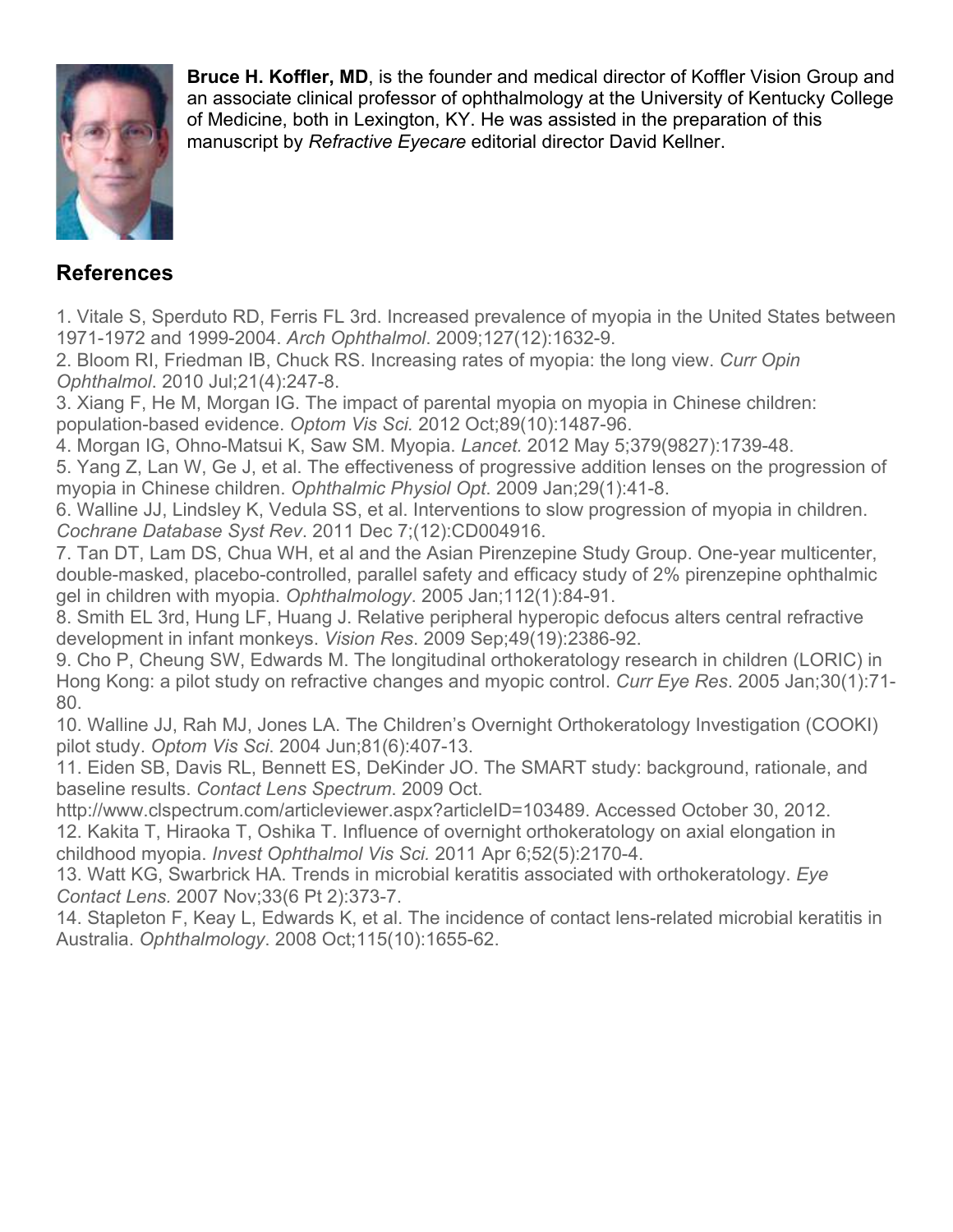**Bruce H. Koffler, MD**, is the founder and medical director of Koffler Vision Group and an associate clinical professor of ophthalmology at the University of Kentucky College of Medicine, both in Lexington, KY. He was assisted in the preparation of this manuscript by *Refractive Eyecare* editorial director David Kellner.

## References

1. Vitale S, Sperduto RD, Ferris FL 3rd. Increased prevalence of myopia in the United States between 1971-1972 and 1999-2004. *Arch Ophthalmol*. 2009;127(12):1632-9.
2. Bloom RI, Friedman IB, Chuck RS. Increasing rates of myopia: the long view. *Curr Opin Ophthalmol*. 2010 Jul;21(4):247-8.
3. Xiang F, He M, Morgan IG. The impact of parental myopia on myopia in Chinese children: population-based evidence. *Optom Vis Sci.* 2012 Oct;89(10):1487-96.
4. Morgan IG, Ohno-Matsui K, Saw SM. Myopia. *Lancet.* 2012 May 5;379(9827):1739-48.
5. Yang Z, Lan W, Ge J, et al. The effectiveness of progressive addition lenses on the progression of myopia in Chinese children. *Ophthalmic Physiol Opt*. 2009 Jan;29(1):41-8.
6. Walline JJ, Lindsley K, Vedula SS, et al. Interventions to slow progression of myopia in children. *Cochrane Database Syst Rev*. 2011 Dec 7;(12):CD004916.
7. Tan DT, Lam DS, Chua WH, et al and the Asian Pirenzepine Study Group. One-year multicenter, double-masked, placebo-controlled, parallel safety and efficacy study of 2% pirenzepine ophthalmic gel in children with myopia. *Ophthalmology*. 2005 Jan;112(1):84-91.
8. Smith EL 3rd, Hung LF, Huang J. Relative peripheral hyperopic defocus alters central refractive development in infant monkeys. *Vision Res*. 2009 Sep;49(19):2386-92.
9. Cho P, Cheung SW, Edwards M. The longitudinal orthokeratology research in children (LORIC) in Hong Kong: a pilot study on refractive changes and myopic control. *Curr Eye Res*. 2005 Jan;30(1):71-80.
10. Walline JJ, Rah MJ, Jones LA. The Children's Overnight Orthokeratology Investigation (COOKI) pilot study. *Optom Vis Sci*. 2004 Jun;81(6):407-13.
11. Eiden SB, Davis RL, Bennett ES, DeKinder JO. The SMART study: background, rationale, and baseline results. *Contact Lens Spectrum*. 2009 Oct. http://www.clspectrum.com/articleviewer.aspx?articleID=103489. Accessed October 30, 2012.
12. Kakita T, Hiraoka T, Oshika T. Influence of overnight orthokeratology on axial elongation in childhood myopia. *Invest Ophthalmol Vis Sci.* 2011 Apr 6;52(5):2170-4.
13. Watt KG, Swarbrick HA. Trends in microbial keratitis associated with orthokeratology. *Eye Contact Lens.* 2007 Nov;33(6 Pt 2):373-7.
14. Stapleton F, Keay L, Edwards K, et al. The incidence of contact lens-related microbial keratitis in Australia. *Ophthalmology*. 2008 Oct;115(10):1655-62.